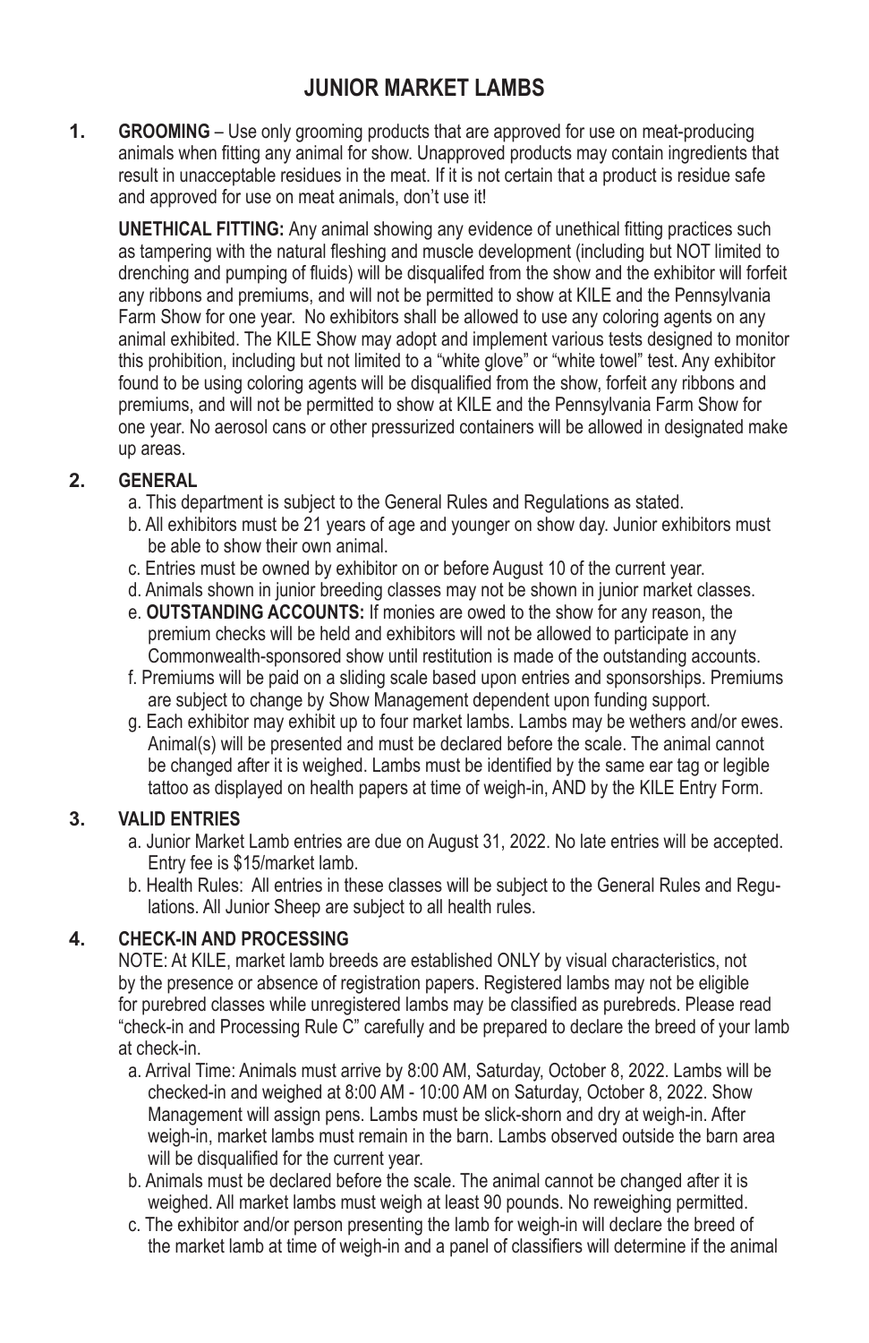# JUNIOR MARKET LAMBS

1. **GROOMING** – Use only grooming products that are approved for use on meat-producing animals when fitting any animal for show. Unapproved products may contain ingredients that result in unacceptable residues in the meat. If it is not certain that a product is residue safe and approved for use on meat animals, don't use it!

   **UNETHICAL FITTING:** Any animal showing any evidence of unethical fitting practices such as tampering with the natural fleshing and muscle development (including but NOT limited to drenching and pumping of fluids) will be disqualifed from the show and the exhibitor will forfeit any ribbons and premiums, and will not be permitted to show at KILE and the Pennsylvania Farm Show for one year. No exhibitors shall be allowed to use any coloring agents on any animal exhibited. The KILE Show may adopt and implement various tests designed to monitor this prohibition, including but not limited to a "white glove" or "white towel" test. Any exhibitor found to be using coloring agents will be disqualified from the show, forfeit any ribbons and premiums, and will not be permitted to show at KILE and the Pennsylvania Farm Show for one year. No aerosol cans or other pressurized containers will be allowed in designated make up areas.

2. **GENERAL**
   a. This department is subject to the General Rules and Regulations as stated.
   b. All exhibitors must be 21 years of age and younger on show day. Junior exhibitors must be able to show their own animal.
   c. Entries must be owned by exhibitor on or before August 10 of the current year.
   d. Animals shown in junior breeding classes may not be shown in junior market classes.
   e. **OUTSTANDING ACCOUNTS:** If monies are owed to the show for any reason, the premium checks will be held and exhibitors will not be allowed to participate in any Commonwealth-sponsored show until restitution is made of the outstanding accounts.
   f. Premiums will be paid on a sliding scale based upon entries and sponsorships. Premiums are subject to change by Show Management dependent upon funding support.
   g. Each exhibitor may exhibit up to four market lambs. Lambs may be wethers and/or ewes. Animal(s) will be presented and must be declared before the scale. The animal cannot be changed after it is weighed. Lambs must be identified by the same ear tag or legible tattoo as displayed on health papers at time of weigh-in, AND by the KILE Entry Form.

3. **VALID ENTRIES**
   a. Junior Market Lamb entries are due on August 31, 2022. No late entries will be accepted. Entry fee is $15/market lamb.
   b. Health Rules: All entries in these classes will be subject to the General Rules and Regulations. All Junior Sheep are subject to all health rules.

4. **CHECK-IN AND PROCESSING**

   NOTE: At KILE, market lamb breeds are established ONLY by visual characteristics, not by the presence or absence of registration papers. Registered lambs may not be eligible for purebred classes while unregistered lambs may be classified as purebreds. Please read "check-in and Processing Rule C" carefully and be prepared to declare the breed of your lamb at check-in.

   a. Arrival Time: Animals must arrive by 8:00 AM, Saturday, October 8, 2022. Lambs will be checked-in and weighed at 8:00 AM - 10:00 AM on Saturday, October 8, 2022. Show Management will assign pens. Lambs must be slick-shorn and dry at weigh-in. After weigh-in, market lambs must remain in the barn. Lambs observed outside the barn area will be disqualified for the current year.
   b. Animals must be declared before the scale. The animal cannot be changed after it is weighed. All market lambs must weigh at least 90 pounds. No reweighing permitted.
   c. The exhibitor and/or person presenting the lamb for weigh-in will declare the breed of the market lamb at time of weigh-in and a panel of classifiers will determine if the animal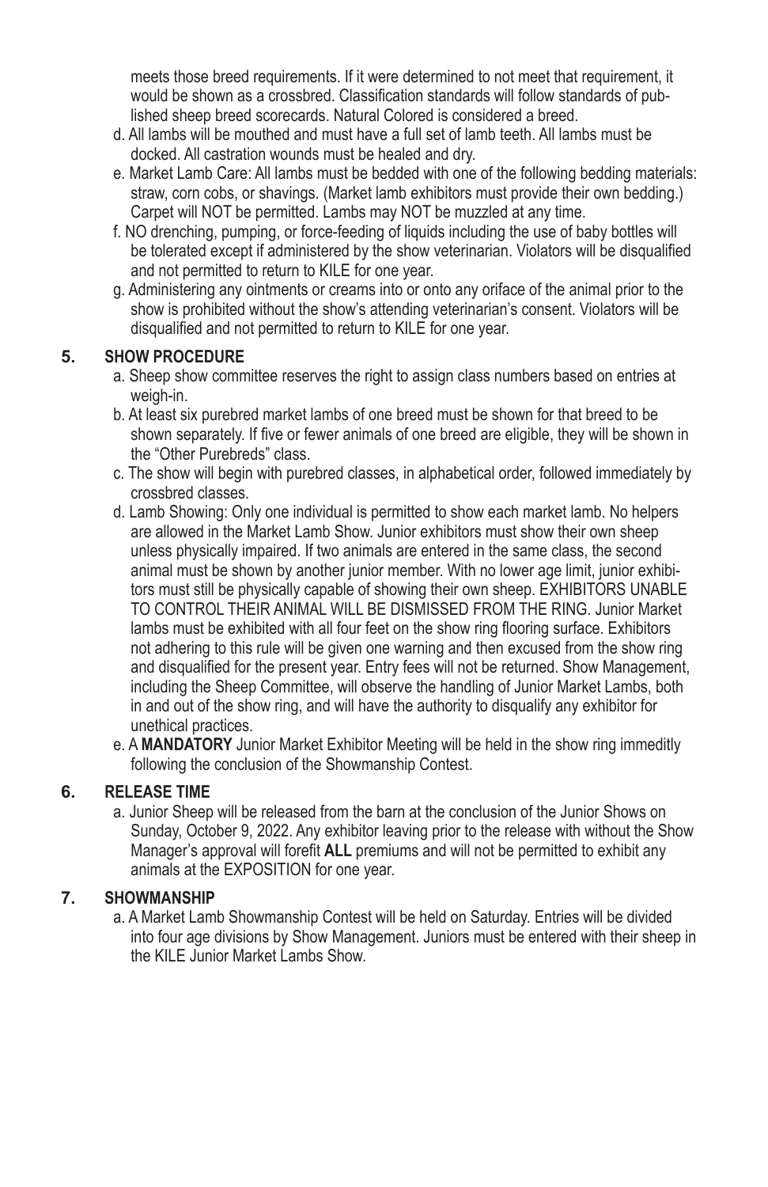meets those breed requirements. If it were determined to not meet that requirement, it would be shown as a crossbred. Classification standards will follow standards of published sheep breed scorecards. Natural Colored is considered a breed.

d. All lambs will be mouthed and must have a full set of lamb teeth. All lambs must be docked. All castration wounds must be healed and dry.

e. Market Lamb Care: All lambs must be bedded with one of the following bedding materials: straw, corn cobs, or shavings. (Market lamb exhibitors must provide their own bedding.) Carpet will NOT be permitted. Lambs may NOT be muzzled at any time.

f. NO drenching, pumping, or force-feeding of liquids including the use of baby bottles will be tolerated except if administered by the show veterinarian. Violators will be disqualified and not permitted to return to KILE for one year.

g. Administering any ointments or creams into or onto any oriface of the animal prior to the show is prohibited without the show's attending veterinarian's consent. Violators will be disqualified and not permitted to return to KILE for one year.

## 5. SHOW PROCEDURE

a. Sheep show committee reserves the right to assign class numbers based on entries at weigh-in.

b. At least six purebred market lambs of one breed must be shown for that breed to be shown separately. If five or fewer animals of one breed are eligible, they will be shown in the "Other Purebreds" class.

c. The show will begin with purebred classes, in alphabetical order, followed immediately by crossbred classes.

d. Lamb Showing: Only one individual is permitted to show each market lamb. No helpers are allowed in the Market Lamb Show. Junior exhibitors must show their own sheep unless physically impaired. If two animals are entered in the same class, the second animal must be shown by another junior member. With no lower age limit, junior exhibitors must still be physically capable of showing their own sheep. EXHIBITORS UNABLE TO CONTROL THEIR ANIMAL WILL BE DISMISSED FROM THE RING. Junior Market lambs must be exhibited with all four feet on the show ring flooring surface. Exhibitors not adhering to this rule will be given one warning and then excused from the show ring and disqualified for the present year. Entry fees will not be returned. Show Management, including the Sheep Committee, will observe the handling of Junior Market Lambs, both in and out of the show ring, and will have the authority to disqualify any exhibitor for unethical practices.

e. A **MANDATORY** Junior Market Exhibitor Meeting will be held in the show ring immeditly following the conclusion of the Showmanship Contest.

## 6. RELEASE TIME

a. Junior Sheep will be released from the barn at the conclusion of the Junior Shows on Sunday, October 9, 2022. Any exhibitor leaving prior to the release with without the Show Manager's approval will forefit **ALL** premiums and will not be permitted to exhibit any animals at the EXPOSITION for one year.

## 7. SHOWMANSHIP

a. A Market Lamb Showmanship Contest will be held on Saturday. Entries will be divided into four age divisions by Show Management. Juniors must be entered with their sheep in the KILE Junior Market Lambs Show.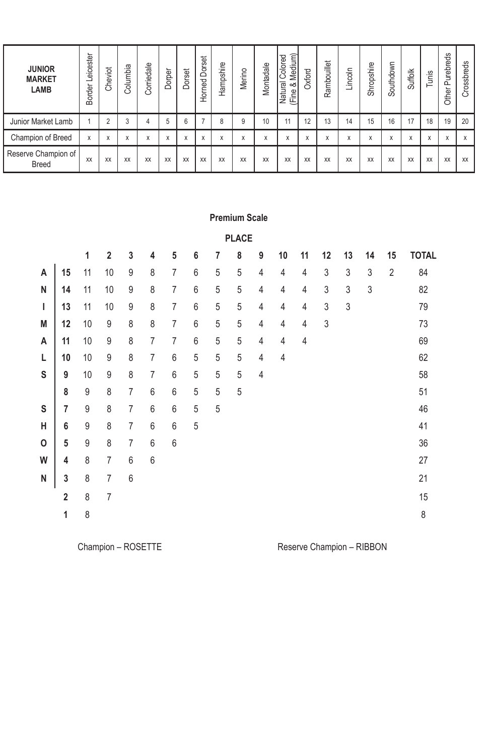| JUNIOR MARKET LAMB | Border Leicester | Cheviot | Columbia | Corriedale | Dorper | Dorset | Horned Dorset | Hampshire | Merino | Montadale | Natural Colored (Fine & Medium) | Oxford | Rambouillet | Lincoln | Shropshire | Southdown | Suffolk | Tunis | Other Purebreds | Crossbreds |
|---|---|---|---|---|---|---|---|---|---|---|---|---|---|---|---|---|---|---|---|---|
| Junior Market Lamb | 1 | 2 | 3 | 4 | 5 | 6 | 7 | 8 | 9 | 10 | 11 | 12 | 13 | 14 | 15 | 16 | 17 | 18 | 19 | 20 |
| Champion of Breed | x | x | x | x | x | x | x | x | x | x | x | x | x | x | x | x | x | x | x | x |
| Reserve Champion of Breed | xx | xx | xx | xx | xx | xx | xx | xx | xx | xx | xx | xx | xx | xx | xx | xx | xx | xx | xx | xx |

**Premium Scale**

| ANIMALS SHOWN | PLACE 1 | 2 | 3 | 4 | 5 | 6 | 7 | 8 | 9 | 10 | 11 | 12 | 13 | 14 | 15 | TOTAL |
|---|---|---|---|---|---|---|---|---|---|---|---|---|---|---|---|---|
| 15 | 11 | 10 | 9 | 8 | 7 | 6 | 5 | 5 | 4 | 4 | 4 | 3 | 3 | 3 | 2 | 84 |
| 14 | 11 | 10 | 9 | 8 | 7 | 6 | 5 | 5 | 4 | 4 | 4 | 3 | 3 | 3 | | 82 |
| 13 | 11 | 10 | 9 | 8 | 7 | 6 | 5 | 5 | 4 | 4 | 4 | 3 | 3 | | | 79 |
| 12 | 10 | 9 | 8 | 8 | 7 | 6 | 5 | 5 | 4 | 4 | 4 | 3 | | | | 73 |
| 11 | 10 | 9 | 8 | 7 | 7 | 6 | 5 | 5 | 4 | 4 | 4 | | | | | 69 |
| 10 | 10 | 9 | 8 | 7 | 6 | 5 | 5 | 5 | 4 | 4 | | | | | | 62 |
| 9 | 10 | 9 | 8 | 7 | 6 | 5 | 5 | 5 | 4 | | | | | | | 58 |
| 8 | 9 | 8 | 7 | 6 | 6 | 5 | 5 | 5 | | | | | | | | 51 |
| 7 | 9 | 8 | 7 | 6 | 6 | 5 | 5 | | | | | | | | | 46 |
| 6 | 9 | 8 | 7 | 6 | 6 | 5 | | | | | | | | | | 41 |
| 5 | 9 | 8 | 7 | 6 | 6 | | | | | | | | | | | 36 |
| 4 | 8 | 7 | 6 | 6 | | | | | | | | | | | | 27 |
| 3 | 8 | 7 | 6 | | | | | | | | | | | | | 21 |
| 2 | 8 | 7 | | | | | | | | | | | | | | 15 |
| 1 | 8 | | | | | | | | | | | | | | | 8 |

Champion – ROSETTE

Reserve Champion – RIBBON